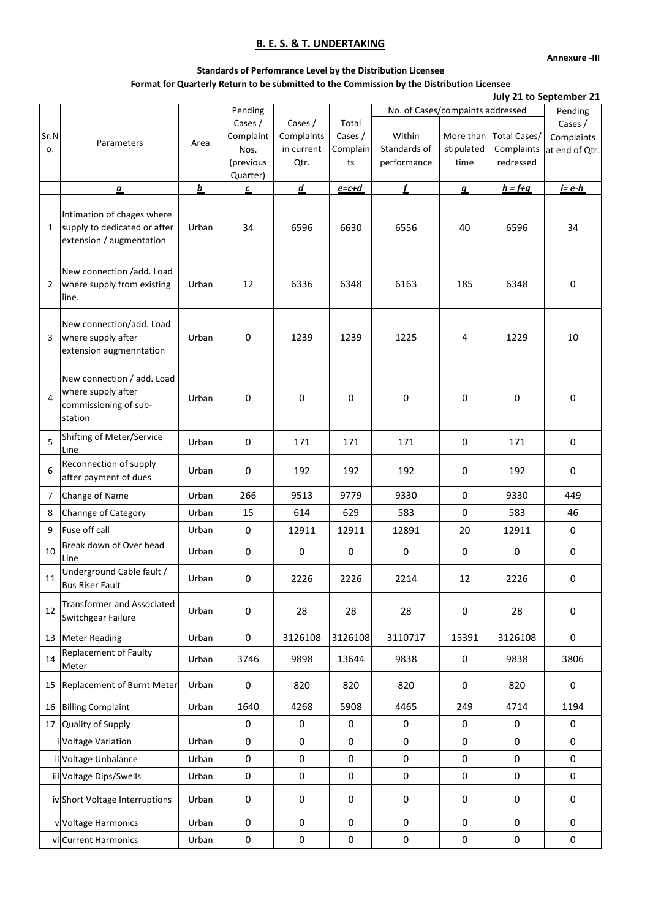## B. E. S. & T. UNDERTAKING

**Annexure -III**

**Standards of Perfomrance Level by the Distribution Licensee**

**Format for Quarterly Return to be submitted to the Commission by the Distribution Licensee**

**July 21 to September 21**

| Sr.No. | Parameters | Area | Pending Cases / Complaint Nos. (previous Quarter) | Cases / Complaints in current Qtr. | Total Cases / Complaints | No. of Cases/compaints addressed | | | Pending Cases / Complaints at end of Qtr. |
|---|---|---|---|---|---|---|---|---|---|
| | | | | | | Within Standards of performance | More than stipulated time | Total Cases/ Complaints redressed | |
| | *a* | *b* | *c* | *d* | *e=c+d* | *f* | *g* | *h = f+g* | *i= e-h* |
| 1 | Intimation of chages where supply to dedicated or after extension / augmentation | Urban | 34 | 6596 | 6630 | 6556 | 40 | 6596 | 34 |
| 2 | New connection /add. Load where supply from existing line. | Urban | 12 | 6336 | 6348 | 6163 | 185 | 6348 | 0 |
| 3 | New connection/add. Load where supply after extension augmenntation | Urban | 0 | 1239 | 1239 | 1225 | 4 | 1229 | 10 |
| 4 | New connection / add. Load where supply after commissioning of sub-station | Urban | 0 | 0 | 0 | 0 | 0 | 0 | 0 |
| 5 | Shifting of Meter/Service Line | Urban | 0 | 171 | 171 | 171 | 0 | 171 | 0 |
| 6 | Reconnection of supply after payment of dues | Urban | 0 | 192 | 192 | 192 | 0 | 192 | 0 |
| 7 | Change of Name | Urban | 266 | 9513 | 9779 | 9330 | 0 | 9330 | 449 |
| 8 | Channge of Category | Urban | 15 | 614 | 629 | 583 | 0 | 583 | 46 |
| 9 | Fuse off call | Urban | 0 | 12911 | 12911 | 12891 | 20 | 12911 | 0 |
| 10 | Break down of Over head Line | Urban | 0 | 0 | 0 | 0 | 0 | 0 | 0 |
| 11 | Underground Cable fault / Bus Riser Fault | Urban | 0 | 2226 | 2226 | 2214 | 12 | 2226 | 0 |
| 12 | Transformer and Associated Switchgear Failure | Urban | 0 | 28 | 28 | 28 | 0 | 28 | 0 |
| 13 | Meter Reading | Urban | 0 | 3126108 | 3126108 | 3110717 | 15391 | 3126108 | 0 |
| 14 | Replacement of Faulty Meter | Urban | 3746 | 9898 | 13644 | 9838 | 0 | 9838 | 3806 |
| 15 | Replacement of Burnt Meter | Urban | 0 | 820 | 820 | 820 | 0 | 820 | 0 |
| 16 | Billing Complaint | Urban | 1640 | 4268 | 5908 | 4465 | 249 | 4714 | 1194 |
| 17 | Quality of Supply | | 0 | 0 | 0 | 0 | 0 | 0 | 0 |
| i | Voltage Variation | Urban | 0 | 0 | 0 | 0 | 0 | 0 | 0 |
| ii | Voltage Unbalance | Urban | 0 | 0 | 0 | 0 | 0 | 0 | 0 |
| iii | Voltage Dips/Swells | Urban | 0 | 0 | 0 | 0 | 0 | 0 | 0 |
| iv | Short Voltage Interruptions | Urban | 0 | 0 | 0 | 0 | 0 | 0 | 0 |
| v | Voltage Harmonics | Urban | 0 | 0 | 0 | 0 | 0 | 0 | 0 |
| vi | Current Harmonics | Urban | 0 | 0 | 0 | 0 | 0 | 0 | 0 |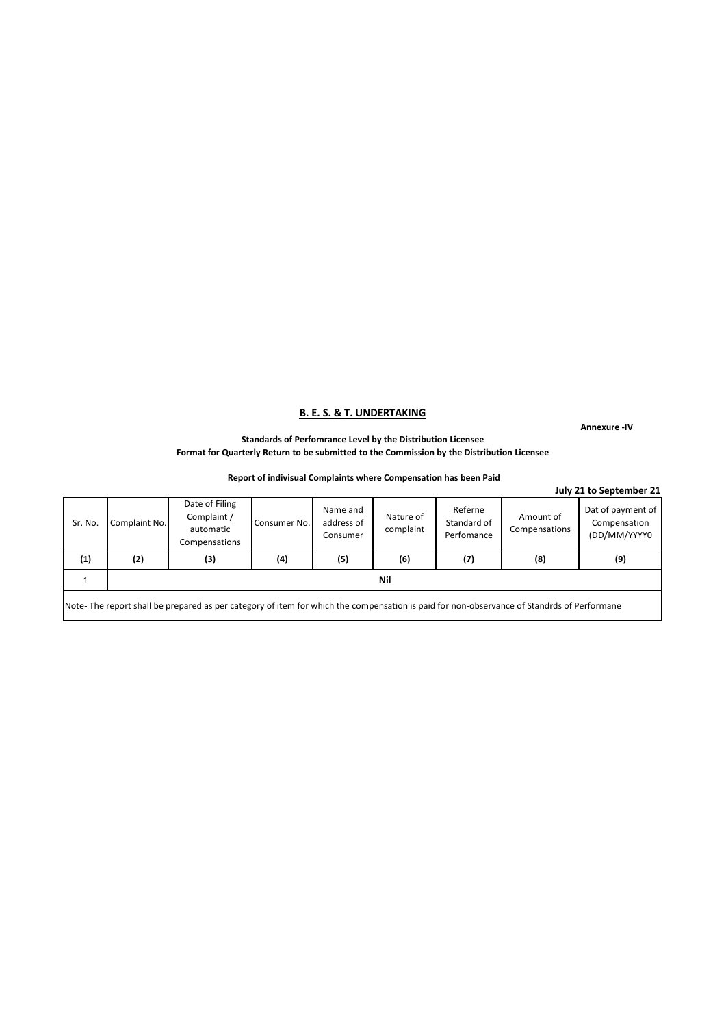## B. E. S. & T. UNDERTAKING

**Annexure -IV**

**Standards of Perfomrance Level by the Distribution Licensee**
**Format for Quarterly Return to be submitted to the Commission by the Distribution Licensee**

**Report of indivisual Complaints where Compensation has been Paid**

**July 21 to September 21**

| Sr. No. | Complaint No. | Date of Filing Complaint / automatic Compensations | Consumer No. | Name and address of Consumer | Nature of complaint | Referne Standard of Perfomance | Amount of Compensations | Dat of payment of Compensation (DD/MM/YYYY0 |
|---|---|---|---|---|---|---|---|---|
| **(1)** | **(2)** | **(3)** | **(4)** | **(5)** | **(6)** | **(7)** | **(8)** | **(9)** |
| 1 | | | | | **Nil** | | | |

Note- The report shall be prepared as per category of item for which the compensation is paid for non-observance of Standrds of Performane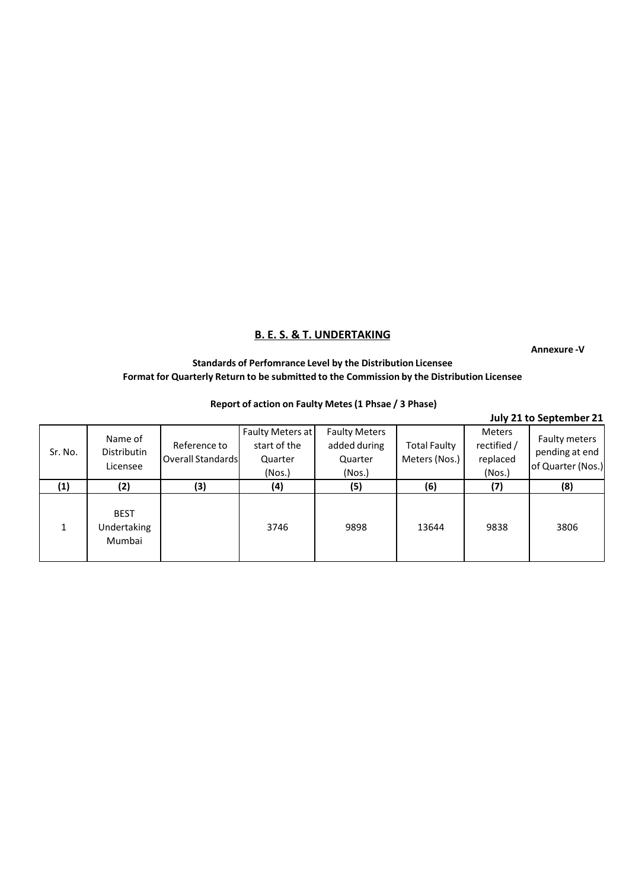## B. E. S. & T. UNDERTAKING

**Annexure -V**

**Standards of Perfomrance Level by the Distribution Licensee**
**Format for Quarterly Return to be submitted to the Commission by the Distribution Licensee**

**Report of action on Faulty Metes (1 Phsae / 3 Phase)**

**July 21 to September 21**

| Sr. No. | Name of Distributin Licensee | Reference to Overall Standards | Faulty Meters at start of the Quarter (Nos.) | Faulty Meters added during Quarter (Nos.) | Total Faulty Meters (Nos.) | Meters rectified / replaced (Nos.) | Faulty meters pending at end of Quarter (Nos.) |
|---|---|---|---|---|---|---|---|
| **(1)** | **(2)** | **(3)** | **(4)** | **(5)** | **(6)** | **(7)** | **(8)** |
| 1 | BEST Undertaking Mumbai | | 3746 | 9898 | 13644 | 9838 | 3806 |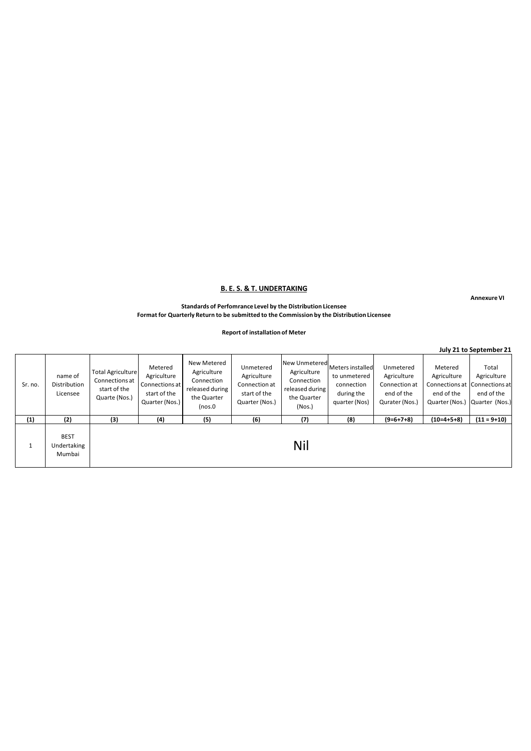## B. E. S. & T. UNDERTAKING

**Annexure VI**

**Standards of Perfomrance Level by the Distribution Licensee**
**Format for Quarterly Return to be submitted to the Commission by the Distribution Licensee**

**Report of installation of Meter**

**July 21 to September 21**

| Sr. no. | name of Distribution Licensee | Total Agriculture Connections at start of the Quarte (Nos.) | Metered Agriculture Connections at start of the Quarter (Nos.) | New Metered Agriculture Connection released during the Quarter (nos.0 | Unmetered Agriculture Connection at start of the Quarter (Nos.) | New Unmetered Agriculture Connection released during the Quarter (Nos.) | Meters installed to unmetered connection during the quarter (Nos) | Unmetered Agriculture Connection at end of the Qurater (Nos.) | Metered Agriculture Connections at end of the Quarter (Nos.) | Total Agriculture Connections at end of the Quarter (Nos.) |
|---|---|---|---|---|---|---|---|---|---|---|
| **(1)** | **(2)** | **(3)** | **(4)** | **(5)** | **(6)** | **(7)** | **(8)** | **(9=6+7+8)** | **(10=4+5+8)** | **(11 = 9+10)** |
| 1 | BEST Undertaking Mumbai | Nil | | | | | | | | |